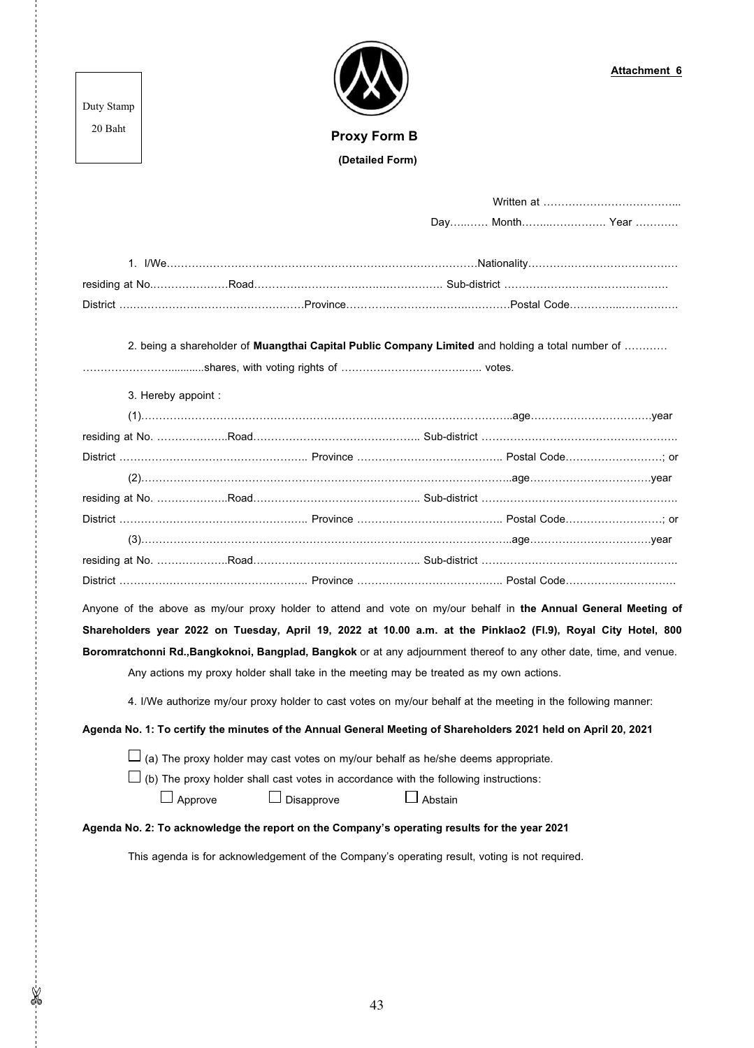Duty Stamp
20 Baht

**Attachment 6**

**Proxy Form B**

**(Detailed Form)**

Written at ………………………………...

Day…..…… Month……..……………. Year …………

1. I/We…………………………………………………………………………Nationality……………………………………
residing at No.…………………Road………………………….…………… Sub-district ………………………………………
District ……………………………………………Province……………………………….………Postal Code…………...…………

2. being a shareholder of **Muangthai Capital Public Company Limited** and holding a total number of …………
……………………...........shares, with voting rights of …………………………….….. votes.

3. Hereby appoint :

(1)…………………………………………………………………………………………..age…………………………….year
residing at No. ………………..Road……………………………………….. Sub-district ……………………………………………….
District …………………………………………….. Province ………………………………….. Postal Code………………………; or

(2)…………………………………………………………………………………………..age…………………………….year
residing at No. ………………..Road……………………………………….. Sub-district ……………………………………………….
District …………………………………………….. Province ………………………………….. Postal Code………………………; or

(3)…………………………………………………………………………………………..age…………………………….year
residing at No. ………………..Road……………………………………….. Sub-district ……………………………………………….
District …………………………………………….. Province ………………………………….. Postal Code…………………………

Anyone of the above as my/our proxy holder to attend and vote on my/our behalf in **the Annual General Meeting of Shareholders year 2022 on Tuesday, April 19, 2022 at 10.00 a.m. at the Pinklao2 (Fl.9), Royal City Hotel, 800 Boromratchonni Rd.,Bangkoknoi, Bangplad, Bangkok** or at any adjournment thereof to any other date, time, and venue.

Any actions my proxy holder shall take in the meeting may be treated as my own actions.

4. I/We authorize my/our proxy holder to cast votes on my/our behalf at the meeting in the following manner:

**Agenda No. 1: To certify the minutes of the Annual General Meeting of Shareholders 2021 held on April 20, 2021**

☐ (a) The proxy holder may cast votes on my/our behalf as he/she deems appropriate.

☐ (b) The proxy holder shall cast votes in accordance with the following instructions:

☐ Approve ☐ Disapprove ☐ Abstain

**Agenda No. 2: To acknowledge the report on the Company's operating results for the year 2021**

This agenda is for acknowledgement of the Company's operating result, voting is not required.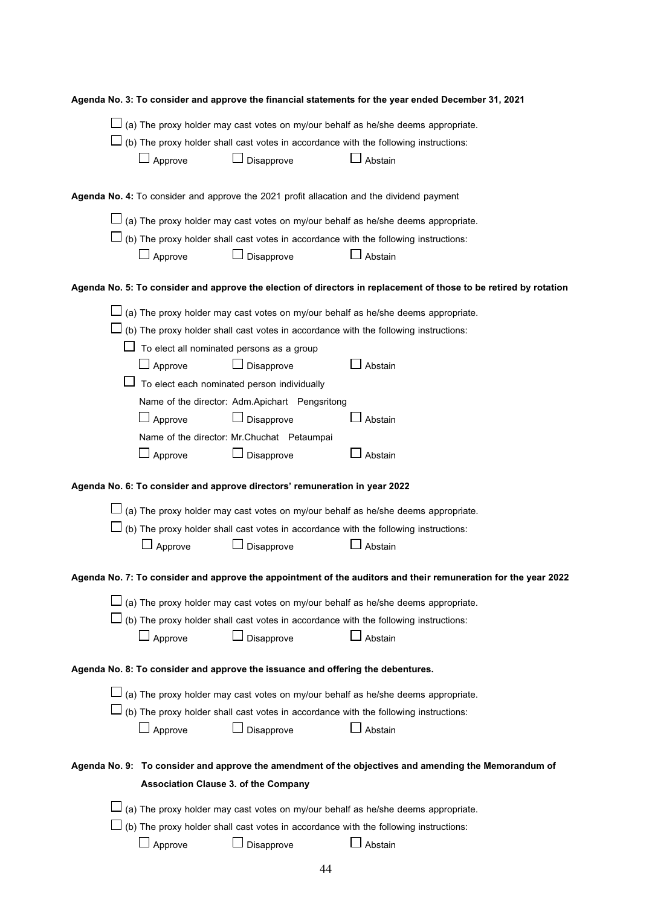**Agenda No. 3: To consider and approve the financial statements for the year ended December 31, 2021**

☐ (a) The proxy holder may cast votes on my/our behalf as he/she deems appropriate.

☐ (b) The proxy holder shall cast votes in accordance with the following instructions:

☐ Approve ☐ Disapprove ☐ Abstain

**Agenda No. 4:** To consider and approve the 2021 profit allacation and the dividend payment

☐ (a) The proxy holder may cast votes on my/our behalf as he/she deems appropriate.

☐ (b) The proxy holder shall cast votes in accordance with the following instructions:

☐ Approve ☐ Disapprove ☐ Abstain

**Agenda No. 5: To consider and approve the election of directors in replacement of those to be retired by rotation**

☐ (a) The proxy holder may cast votes on my/our behalf as he/she deems appropriate.

☐ (b) The proxy holder shall cast votes in accordance with the following instructions:

☐ To elect all nominated persons as a group

☐ Approve ☐ Disapprove ☐ Abstain

☐ To elect each nominated person individually

Name of the director: Adm.Apichart Pengsritong

☐ Approve ☐ Disapprove ☐ Abstain

Name of the director: Mr.Chuchat Petaumpai

☐ Approve ☐ Disapprove ☐ Abstain

**Agenda No. 6: To consider and approve directors' remuneration in year 2022**

☐ (a) The proxy holder may cast votes on my/our behalf as he/she deems appropriate.

☐ (b) The proxy holder shall cast votes in accordance with the following instructions:

☐ Approve ☐ Disapprove ☐ Abstain

**Agenda No. 7: To consider and approve the appointment of the auditors and their remuneration for the year 2022**

☐ (a) The proxy holder may cast votes on my/our behalf as he/she deems appropriate.

☐ (b) The proxy holder shall cast votes in accordance with the following instructions:

☐ Approve ☐ Disapprove ☐ Abstain

**Agenda No. 8: To consider and approve the issuance and offering the debentures.**

☐ (a) The proxy holder may cast votes on my/our behalf as he/she deems appropriate.

☐ (b) The proxy holder shall cast votes in accordance with the following instructions:

☐ Approve ☐ Disapprove ☐ Abstain

**Agenda No. 9: To consider and approve the amendment of the objectives and amending the Memorandum of Association Clause 3. of the Company**

☐ (a) The proxy holder may cast votes on my/our behalf as he/she deems appropriate.

☐ (b) The proxy holder shall cast votes in accordance with the following instructions:

☐ Approve ☐ Disapprove ☐ Abstain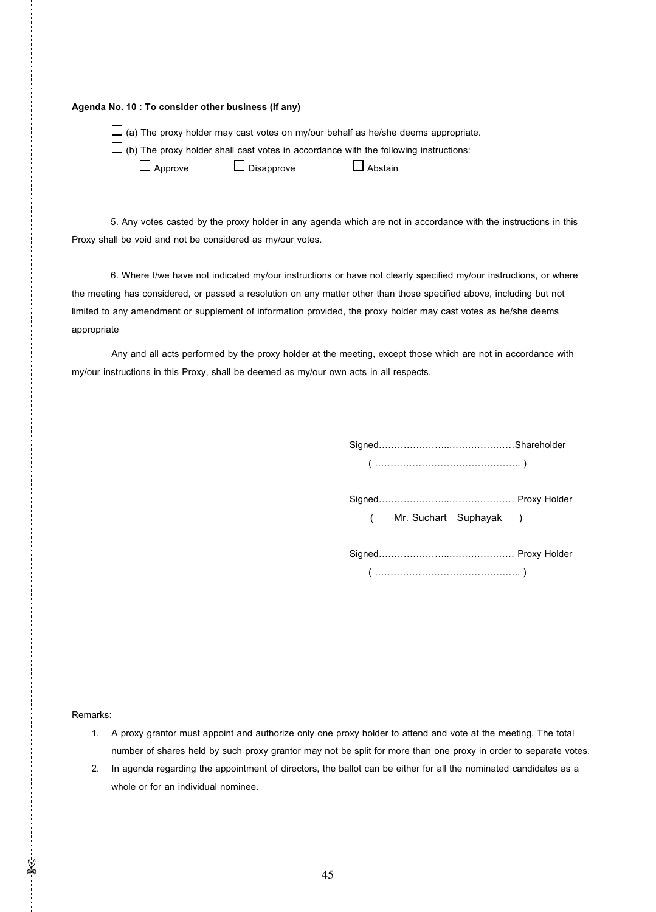**Agenda No. 10 : To consider other business (if any)**

☐ (a) The proxy holder may cast votes on my/our behalf as he/she deems appropriate.

☐ (b) The proxy holder shall cast votes in accordance with the following instructions:

☐ Approve ☐ Disapprove ☐ Abstain

5. Any votes casted by the proxy holder in any agenda which are not in accordance with the instructions in this Proxy shall be void and not be considered as my/our votes.

6. Where I/we have not indicated my/our instructions or have not clearly specified my/our instructions, or where the meeting has considered, or passed a resolution on any matter other than those specified above, including but not limited to any amendment or supplement of information provided, the proxy holder may cast votes as he/she deems appropriate

Any and all acts performed by the proxy holder at the meeting, except those which are not in accordance with my/our instructions in this Proxy, shall be deemed as my/our own acts in all respects.

Signed…………………..…………………Shareholder

( ……………………………………….. )

Signed…………………..………………… Proxy Holder

( Mr. Suchart Suphayak )

Signed…………………..………………… Proxy Holder

( ……………………………………….. )

Remarks:

1. A proxy grantor must appoint and authorize only one proxy holder to attend and vote at the meeting. The total number of shares held by such proxy grantor may not be split for more than one proxy in order to separate votes.
2. In agenda regarding the appointment of directors, the ballot can be either for all the nominated candidates as a whole or for an individual nominee.